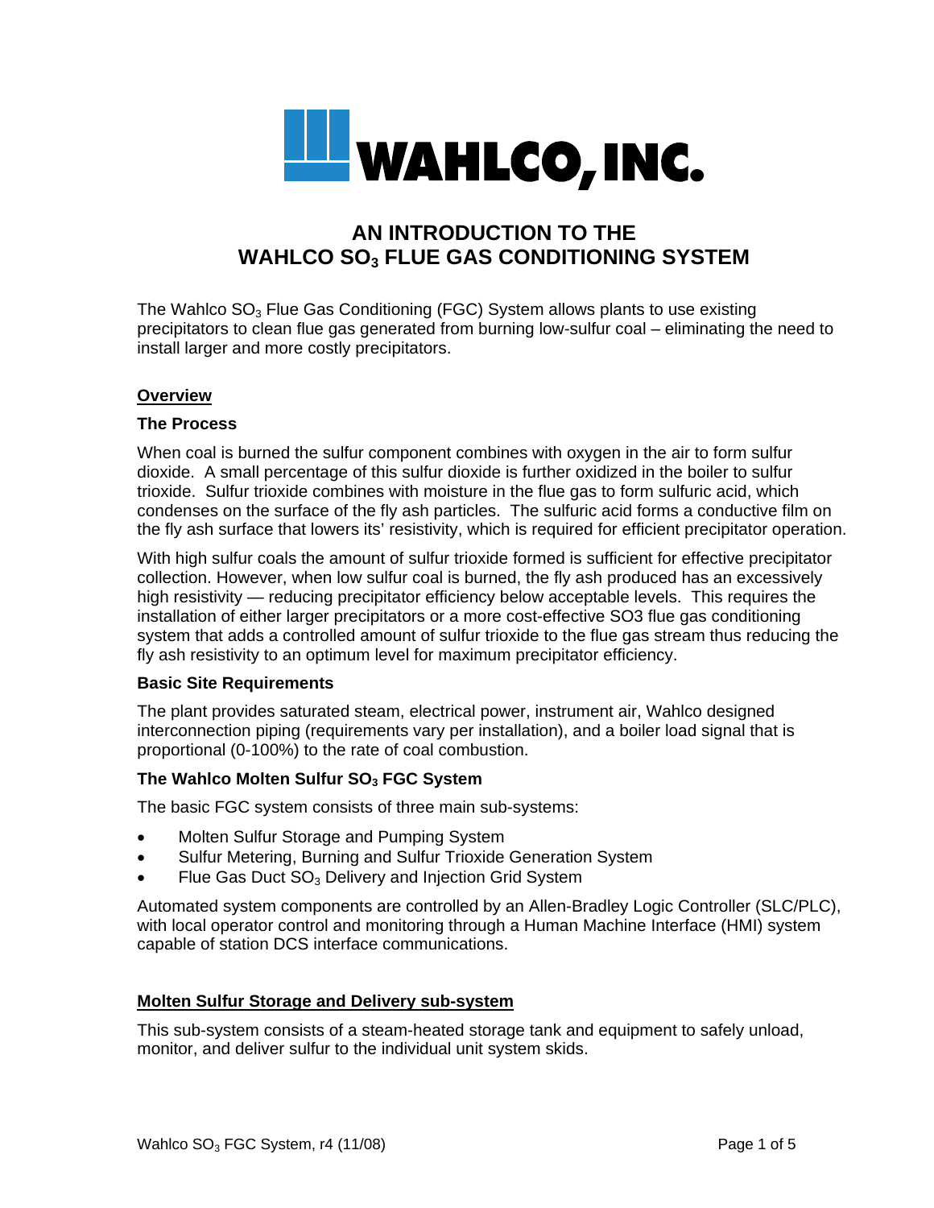WAHLCO, INC.

# AN INTRODUCTION TO THE WAHLCO $SO_3$ FLUE GAS CONDITIONING SYSTEM

The Wahlco $SO_3$ Flue Gas Conditioning (FGC) System allows plants to use existing precipitators to clean flue gas generated from burning low-sulfur coal – eliminating the need to install larger and more costly precipitators.

## Overview

### The Process

When coal is burned the sulfur component combines with oxygen in the air to form sulfur dioxide. A small percentage of this sulfur dioxide is further oxidized in the boiler to sulfur trioxide. Sulfur trioxide combines with moisture in the flue gas to form sulfuric acid, which condenses on the surface of the fly ash particles. The sulfuric acid forms a conductive film on the fly ash surface that lowers its' resistivity, which is required for efficient precipitator operation.

With high sulfur coals the amount of sulfur trioxide formed is sufficient for effective precipitator collection. However, when low sulfur coal is burned, the fly ash produced has an excessively high resistivity — reducing precipitator efficiency below acceptable levels. This requires the installation of either larger precipitators or a more cost-effective SO3 flue gas conditioning system that adds a controlled amount of sulfur trioxide to the flue gas stream thus reducing the fly ash resistivity to an optimum level for maximum precipitator efficiency.

### Basic Site Requirements

The plant provides saturated steam, electrical power, instrument air, Wahlco designed interconnection piping (requirements vary per installation), and a boiler load signal that is proportional (0-100%) to the rate of coal combustion.

### The Wahlco Molten Sulfur $SO_3$ FGC System

The basic FGC system consists of three main sub-systems:

- Molten Sulfur Storage and Pumping System
- Sulfur Metering, Burning and Sulfur Trioxide Generation System
- Flue Gas Duct $SO_3$ Delivery and Injection Grid System

Automated system components are controlled by an Allen-Bradley Logic Controller (SLC/PLC), with local operator control and monitoring through a Human Machine Interface (HMI) system capable of station DCS interface communications.

## Molten Sulfur Storage and Delivery sub-system

This sub-system consists of a steam-heated storage tank and equipment to safely unload, monitor, and deliver sulfur to the individual unit system skids.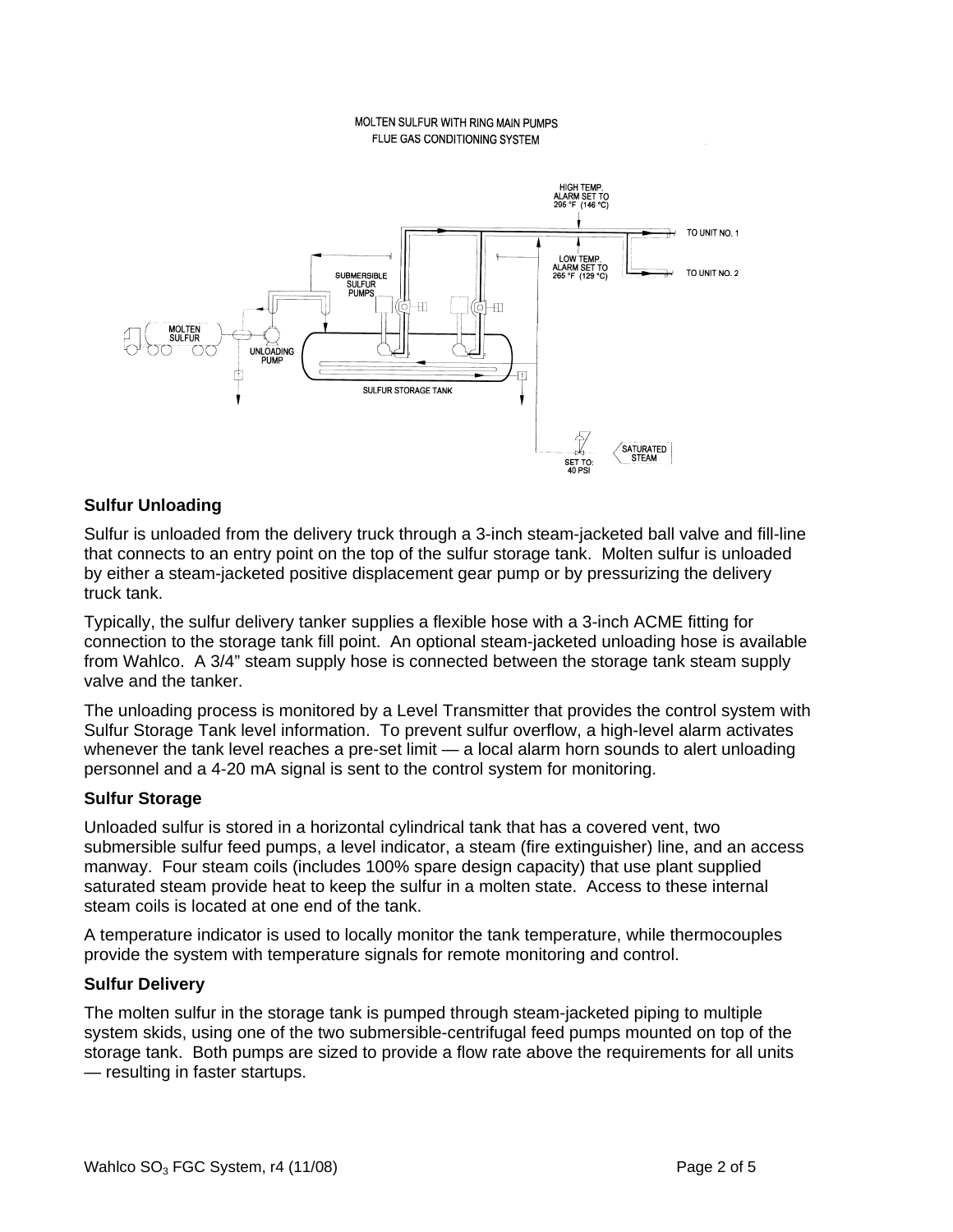MOLTEN SULFUR WITH RING MAIN PUMPS
FLUE GAS CONDITIONING SYSTEM

HIGH TEMP. ALARM SET TO 295 °F (146 °C)

LOW TEMP. ALARM SET TO 265 °F (129 °C)

TO UNIT NO. 1

TO UNIT NO. 2

SUBMERSIBLE SULFUR PUMPS

MOLTEN SULFUR

UNLOADING PUMP

SULFUR STORAGE TANK

SET TO: 40 PSI

SATURATED STEAM

### Sulfur Unloading

Sulfur is unloaded from the delivery truck through a 3-inch steam-jacketed ball valve and fill-line that connects to an entry point on the top of the sulfur storage tank. Molten sulfur is unloaded by either a steam-jacketed positive displacement gear pump or by pressurizing the delivery truck tank.

Typically, the sulfur delivery tanker supplies a flexible hose with a 3-inch ACME fitting for connection to the storage tank fill point. An optional steam-jacketed unloading hose is available from Wahlco. A 3/4" steam supply hose is connected between the storage tank steam supply valve and the tanker.

The unloading process is monitored by a Level Transmitter that provides the control system with Sulfur Storage Tank level information. To prevent sulfur overflow, a high-level alarm activates whenever the tank level reaches a pre-set limit — a local alarm horn sounds to alert unloading personnel and a 4-20 mA signal is sent to the control system for monitoring.

### Sulfur Storage

Unloaded sulfur is stored in a horizontal cylindrical tank that has a covered vent, two submersible sulfur feed pumps, a level indicator, a steam (fire extinguisher) line, and an access manway. Four steam coils (includes 100% spare design capacity) that use plant supplied saturated steam provide heat to keep the sulfur in a molten state. Access to these internal steam coils is located at one end of the tank.

A temperature indicator is used to locally monitor the tank temperature, while thermocouples provide the system with temperature signals for remote monitoring and control.

### Sulfur Delivery

The molten sulfur in the storage tank is pumped through steam-jacketed piping to multiple system skids, using one of the two submersible-centrifugal feed pumps mounted on top of the storage tank. Both pumps are sized to provide a flow rate above the requirements for all units — resulting in faster startups.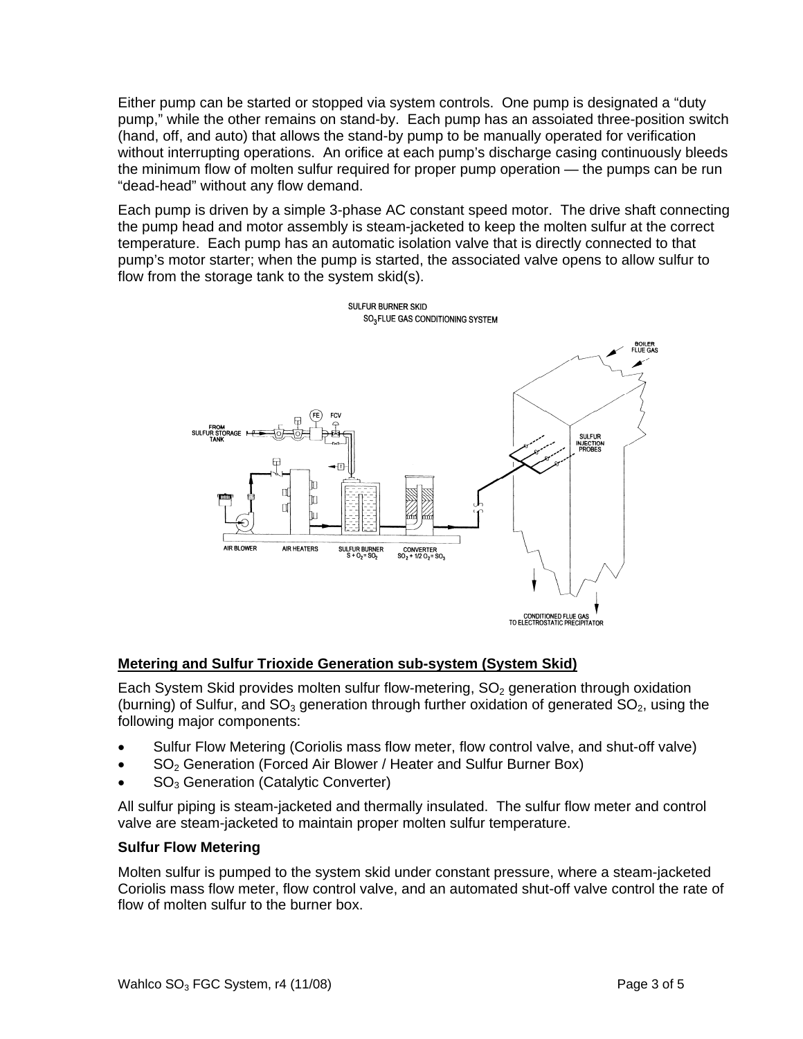Either pump can be started or stopped via system controls. One pump is designated a "duty pump," while the other remains on stand-by. Each pump has an assoiated three-position switch (hand, off, and auto) that allows the stand-by pump to be manually operated for verification without interrupting operations. An orifice at each pump's discharge casing continuously bleeds the minimum flow of molten sulfur required for proper pump operation — the pumps can be run "dead-head" without any flow demand.

Each pump is driven by a simple 3-phase AC constant speed motor. The drive shaft connecting the pump head and motor assembly is steam-jacketed to keep the molten sulfur at the correct temperature. Each pump has an automatic isolation valve that is directly connected to that pump's motor starter; when the pump is started, the associated valve opens to allow sulfur to flow from the storage tank to the system skid(s).

SULFUR BURNER SKID
$SO_3$ FLUE GAS CONDITIONING SYSTEM

FROM SULFUR STORAGE TANK — FE — FCV — AIR BLOWER — AIR HEATERS — SULFUR BURNER $S + O_2 = SO_2$ — CONVERTER $SO_2 + 1/2\ O_2 = SO_3$ — SULFUR INJECTION PROBES — BOILER FLUE GAS — CONDITIONED FLUE GAS TO ELECTROSTATIC PRECIPITATOR

## Metering and Sulfur Trioxide Generation sub-system (System Skid)

Each System Skid provides molten sulfur flow-metering, $SO_2$ generation through oxidation (burning) of Sulfur, and $SO_3$ generation through further oxidation of generated $SO_2$, using the following major components:

- Sulfur Flow Metering (Coriolis mass flow meter, flow control valve, and shut-off valve)
- $SO_2$ Generation (Forced Air Blower / Heater and Sulfur Burner Box)
- $SO_3$ Generation (Catalytic Converter)

All sulfur piping is steam-jacketed and thermally insulated. The sulfur flow meter and control valve are steam-jacketed to maintain proper molten sulfur temperature.

### Sulfur Flow Metering

Molten sulfur is pumped to the system skid under constant pressure, where a steam-jacketed Coriolis mass flow meter, flow control valve, and an automated shut-off valve control the rate of flow of molten sulfur to the burner box.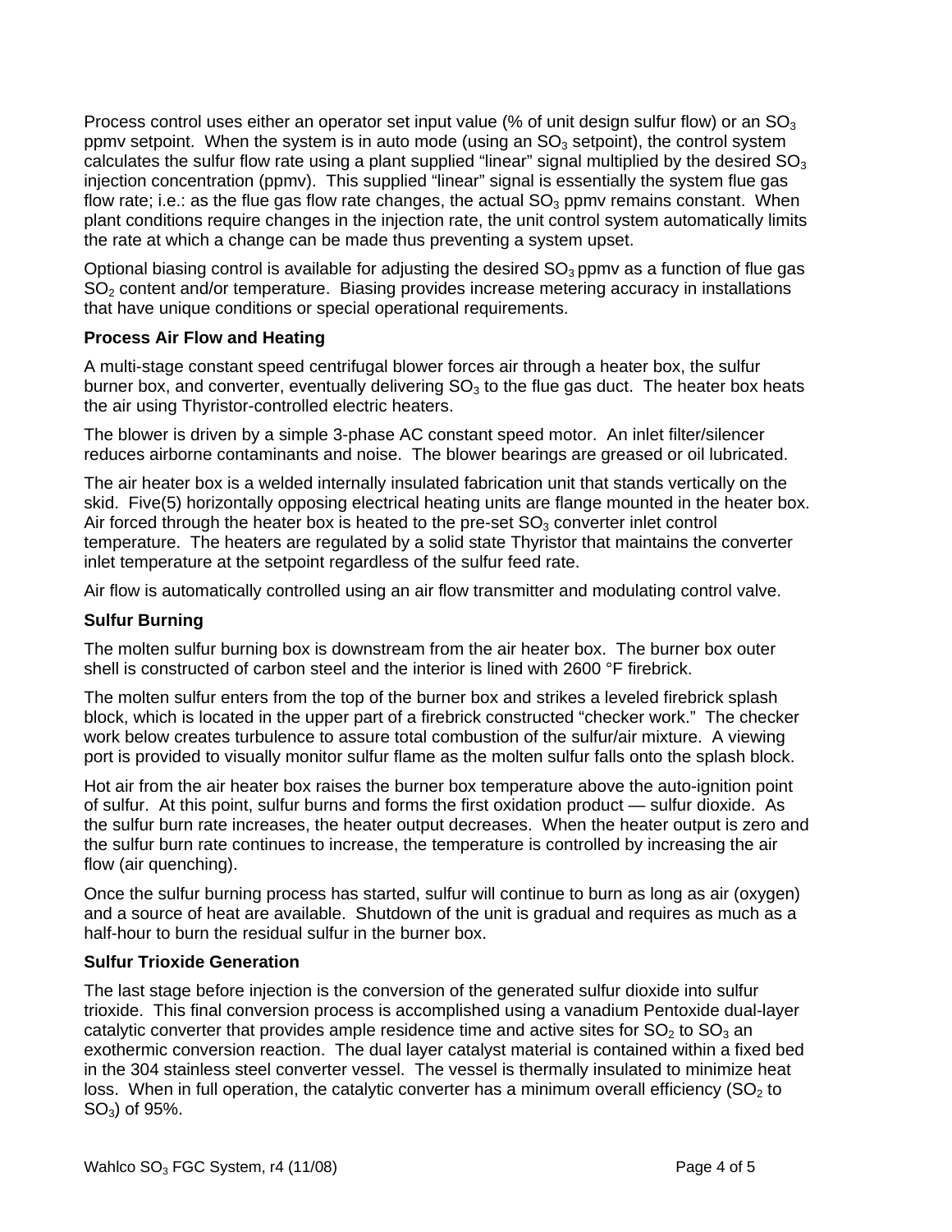Process control uses either an operator set input value (% of unit design sulfur flow) or an $SO_3$ ppmv setpoint. When the system is in auto mode (using an $SO_3$ setpoint), the control system calculates the sulfur flow rate using a plant supplied "linear" signal multiplied by the desired $SO_3$ injection concentration (ppmv). This supplied "linear" signal is essentially the system flue gas flow rate; i.e.: as the flue gas flow rate changes, the actual $SO_3$ ppmv remains constant. When plant conditions require changes in the injection rate, the unit control system automatically limits the rate at which a change can be made thus preventing a system upset.

Optional biasing control is available for adjusting the desired $SO_3$ ppmv as a function of flue gas $SO_2$ content and/or temperature. Biasing provides increase metering accuracy in installations that have unique conditions or special operational requirements.

**Process Air Flow and Heating**

A multi-stage constant speed centrifugal blower forces air through a heater box, the sulfur burner box, and converter, eventually delivering $SO_3$ to the flue gas duct. The heater box heats the air using Thyristor-controlled electric heaters.

The blower is driven by a simple 3-phase AC constant speed motor. An inlet filter/silencer reduces airborne contaminants and noise. The blower bearings are greased or oil lubricated.

The air heater box is a welded internally insulated fabrication unit that stands vertically on the skid. Five(5) horizontally opposing electrical heating units are flange mounted in the heater box. Air forced through the heater box is heated to the pre-set $SO_3$ converter inlet control temperature. The heaters are regulated by a solid state Thyristor that maintains the converter inlet temperature at the setpoint regardless of the sulfur feed rate.

Air flow is automatically controlled using an air flow transmitter and modulating control valve.

**Sulfur Burning**

The molten sulfur burning box is downstream from the air heater box. The burner box outer shell is constructed of carbon steel and the interior is lined with 2600 °F firebrick.

The molten sulfur enters from the top of the burner box and strikes a leveled firebrick splash block, which is located in the upper part of a firebrick constructed "checker work." The checker work below creates turbulence to assure total combustion of the sulfur/air mixture. A viewing port is provided to visually monitor sulfur flame as the molten sulfur falls onto the splash block.

Hot air from the air heater box raises the burner box temperature above the auto-ignition point of sulfur. At this point, sulfur burns and forms the first oxidation product — sulfur dioxide. As the sulfur burn rate increases, the heater output decreases. When the heater output is zero and the sulfur burn rate continues to increase, the temperature is controlled by increasing the air flow (air quenching).

Once the sulfur burning process has started, sulfur will continue to burn as long as air (oxygen) and a source of heat are available. Shutdown of the unit is gradual and requires as much as a half-hour to burn the residual sulfur in the burner box.

**Sulfur Trioxide Generation**

The last stage before injection is the conversion of the generated sulfur dioxide into sulfur trioxide. This final conversion process is accomplished using a vanadium Pentoxide dual-layer catalytic converter that provides ample residence time and active sites for $SO_2$ to $SO_3$ an exothermic conversion reaction. The dual layer catalyst material is contained within a fixed bed in the 304 stainless steel converter vessel. The vessel is thermally insulated to minimize heat loss. When in full operation, the catalytic converter has a minimum overall efficiency ($SO_2$ to $SO_3$) of 95%.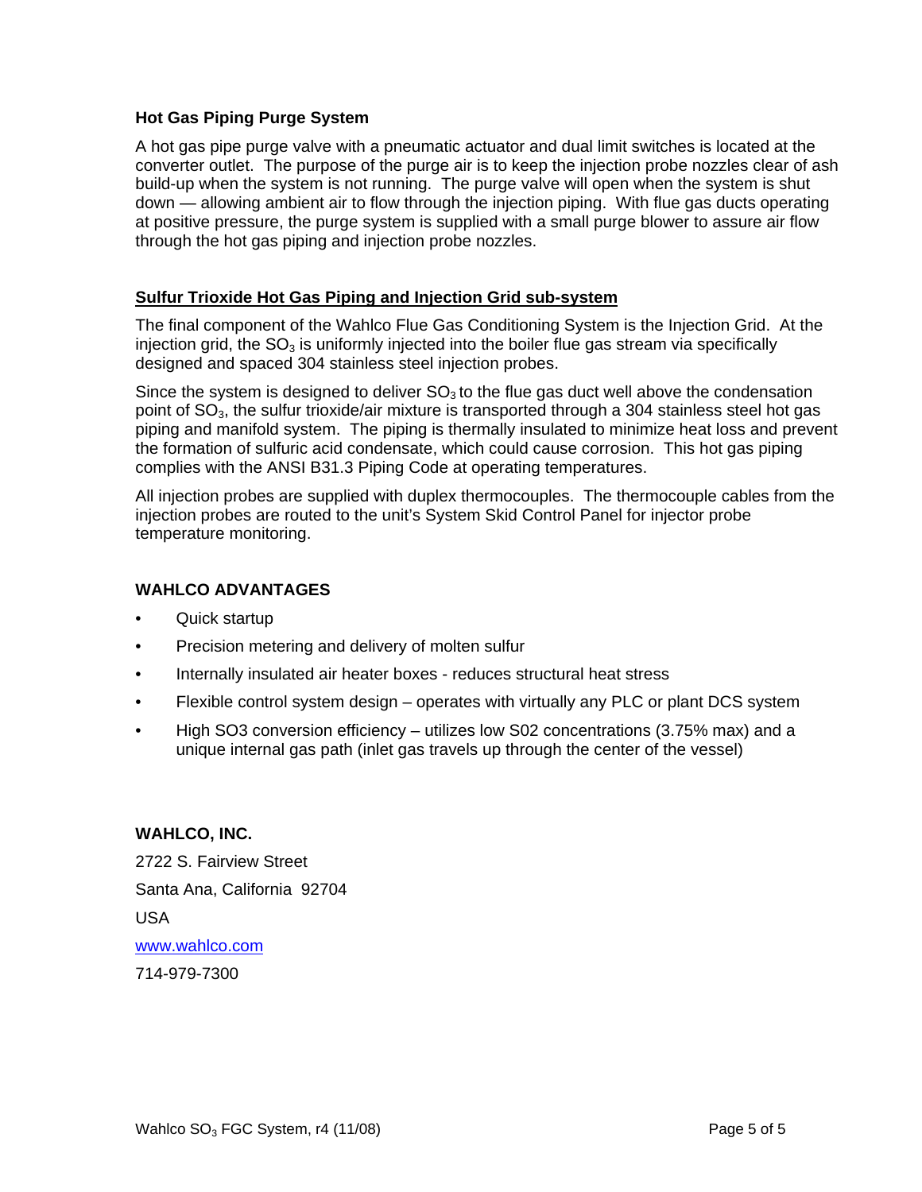### Hot Gas Piping Purge System

A hot gas pipe purge valve with a pneumatic actuator and dual limit switches is located at the converter outlet. The purpose of the purge air is to keep the injection probe nozzles clear of ash build-up when the system is not running. The purge valve will open when the system is shut down — allowing ambient air to flow through the injection piping. With flue gas ducts operating at positive pressure, the purge system is supplied with a small purge blower to assure air flow through the hot gas piping and injection probe nozzles.

### Sulfur Trioxide Hot Gas Piping and Injection Grid sub-system

The final component of the Wahlco Flue Gas Conditioning System is the Injection Grid. At the injection grid, the $SO_3$ is uniformly injected into the boiler flue gas stream via specifically designed and spaced 304 stainless steel injection probes.

Since the system is designed to deliver $SO_3$ to the flue gas duct well above the condensation point of $SO_3$, the sulfur trioxide/air mixture is transported through a 304 stainless steel hot gas piping and manifold system. The piping is thermally insulated to minimize heat loss and prevent the formation of sulfuric acid condensate, which could cause corrosion. This hot gas piping complies with the ANSI B31.3 Piping Code at operating temperatures.

All injection probes are supplied with duplex thermocouples. The thermocouple cables from the injection probes are routed to the unit's System Skid Control Panel for injector probe temperature monitoring.

### WAHLCO ADVANTAGES

- Quick startup
- Precision metering and delivery of molten sulfur
- Internally insulated air heater boxes - reduces structural heat stress
- Flexible control system design – operates with virtually any PLC or plant DCS system
- High SO3 conversion efficiency – utilizes low S02 concentrations (3.75% max) and a unique internal gas path (inlet gas travels up through the center of the vessel)

**WAHLCO, INC.**

2722 S. Fairview Street

Santa Ana, California 92704

USA

www.wahlco.com

714-979-7300